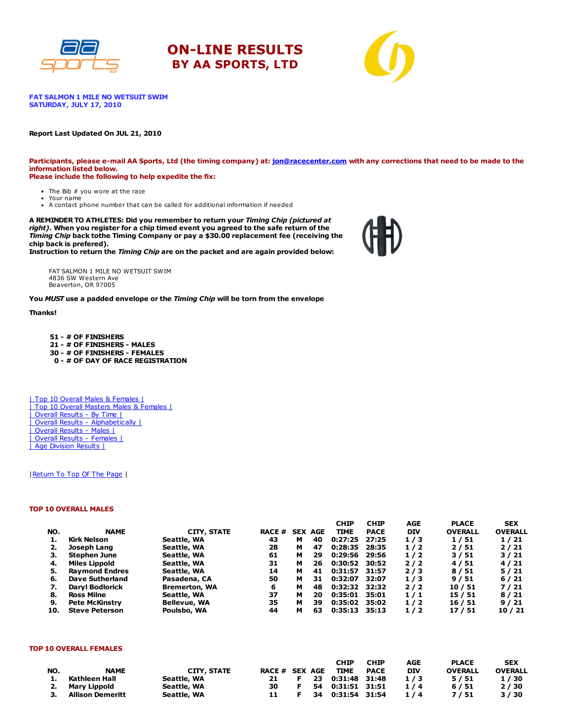# ON-LINE RESULTS
## BY AA SPORTS, LTD

**FAT SALMON 1 MILE NO WETSUIT SWIM**
**SATURDAY, JULY 17, 2010**

**Report Last Updated On JUL 21, 2010**

**Participants, please e-mail AA Sports, Ltd (the timing company) at: jon@racecenter.com with any corrections that need to be made to the information listed below.**
**Please include the following to help expedite the fix:**

- The Bib # you wore at the race
- Your name
- A contact phone number that can be called for additional information if needed

**A REMINDER TO ATHLETES: Did you remember to return your *Timing Chip (pictured at right)*. When you register for a chip timed event you agreed to the safe return of the *Timing Chip* back tothe Timing Company or pay a $30.00 replacement fee (receiving the chip back is prefered).**
**Instruction to return the *Timing Chip* are on the packet and are again provided below:**

FAT SALMON 1 MILE NO WETSUIT SWIM
4836 SW Western Ave
Beaverton, OR 97005

**You *MUST* use a padded envelope or the *Timing Chip* will be torn from the envelope**

**Thanks!**

**51 - # OF FINISHERS**
**21 - # OF FINISHERS - MALES**
**30 - # OF FINISHERS - FEMALES**
**0 - # OF DAY OF RACE REGISTRATION**

| Top 10 Overall Males & Females |
| Top 10 Overall Masters Males & Females |
| Overall Results - By Time |
| Overall Results - Alphabetically |
| Overall Results - Males |
| Overall Results - Females |
| Age Division Results |

|Return To Top Of The Page |

### TOP 10 OVERALL MALES

| NO. | NAME | CITY, STATE | RACE # | SEX | AGE | CHIP TIME | CHIP PACE | AGE DIV | PLACE OVERALL | SEX OVERALL |
|---|---|---|---|---|---|---|---|---|---|---|
| 1. | Kirk Nelson | Seattle, WA | 43 | M | 40 | 0:27:25 | 27:25 | 1 / 3 | 1 / 51 | 1 / 21 |
| 2. | Joseph Lang | Seattle, WA | 28 | M | 47 | 0:28:35 | 28:35 | 1 / 2 | 2 / 51 | 2 / 21 |
| 3. | Stephen June | Seattle, WA | 61 | M | 29 | 0:29:56 | 29:56 | 1 / 2 | 3 / 51 | 3 / 21 |
| 4. | Miles Lippold | Seattle, WA | 31 | M | 26 | 0:30:52 | 30:52 | 2 / 2 | 4 / 51 | 4 / 21 |
| 5. | Raymond Endres | Seattle, WA | 14 | M | 41 | 0:31:57 | 31:57 | 2 / 3 | 8 / 51 | 5 / 21 |
| 6. | Dave Sutherland | Pasadena, CA | 50 | M | 31 | 0:32:07 | 32:07 | 1 / 3 | 9 / 51 | 6 / 21 |
| 7. | Daryl Bodlorick | Bremerton, WA | 6 | M | 48 | 0:32:32 | 32:32 | 2 / 2 | 10 / 51 | 7 / 21 |
| 8. | Ross Milne | Seattle, WA | 37 | M | 20 | 0:35:01 | 35:01 | 1 / 1 | 15 / 51 | 8 / 21 |
| 9. | Pete McKinstry | Bellevue, WA | 35 | M | 39 | 0:35:02 | 35:02 | 1 / 2 | 16 / 51 | 9 / 21 |
| 10. | Steve Peterson | Poulsbo, WA | 44 | M | 63 | 0:35:13 | 35:13 | 1 / 2 | 17 / 51 | 10 / 21 |

### TOP 10 OVERALL FEMALES

| NO. | NAME | CITY, STATE | RACE # | SEX | AGE | CHIP TIME | CHIP PACE | AGE DIV | PLACE OVERALL | SEX OVERALL |
|---|---|---|---|---|---|---|---|---|---|---|
| 1. | Kathleen Hall | Seattle, WA | 21 | F | 23 | 0:31:48 | 31:48 | 1 / 3 | 5 / 51 | 1 / 30 |
| 2. | Mary Lippold | Seattle, WA | 30 | F | 54 | 0:31:51 | 31:51 | 1 / 4 | 6 / 51 | 2 / 30 |
| 3. | Allison Demeritt | Seattle, WA | 11 | F | 34 | 0:31:54 | 31:54 | 1 / 4 | 7 / 51 | 3 / 30 |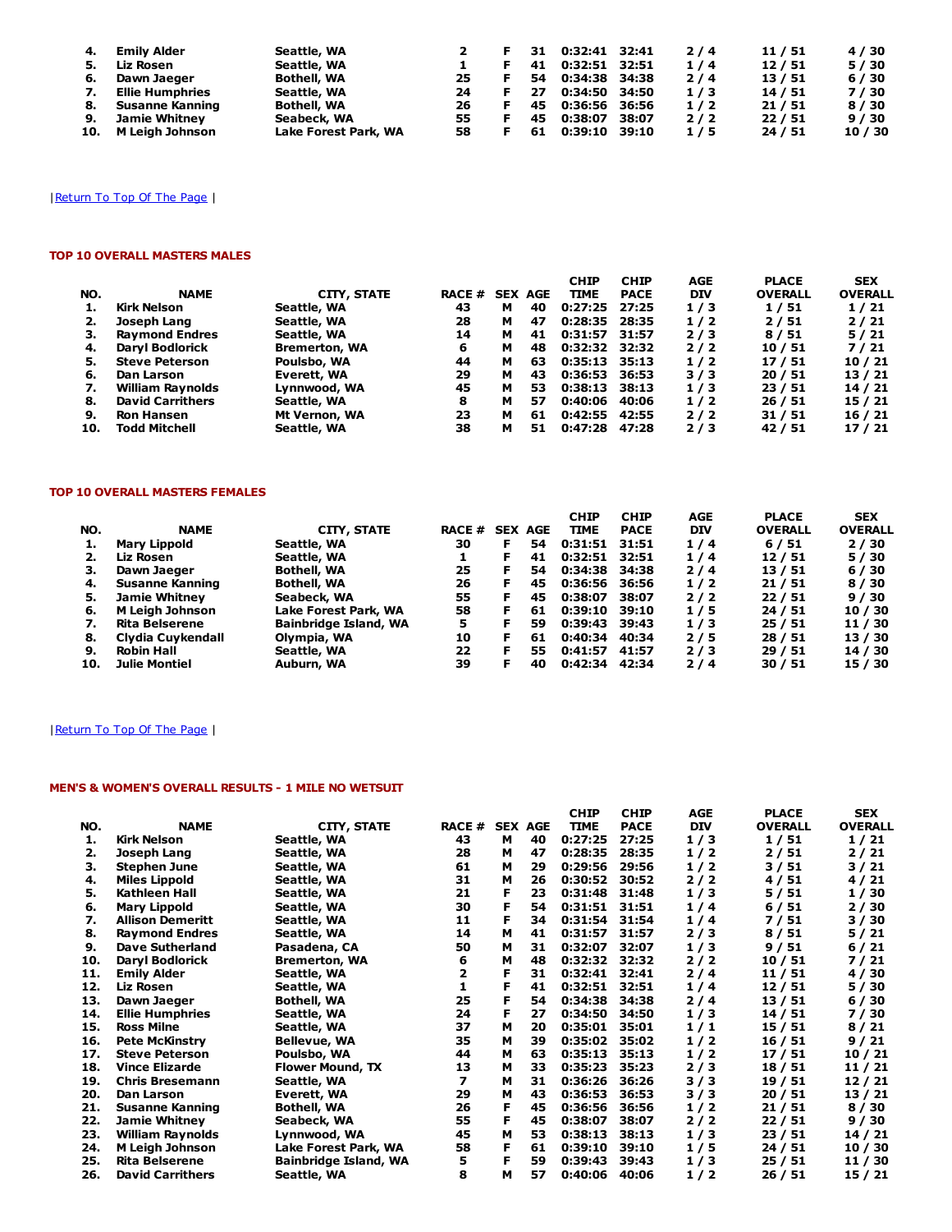| NO. | NAME | CITY, STATE | RACE # | SEX | AGE | CHIP TIME | CHIP PACE | AGE DIV | PLACE OVERALL | SEX OVERALL |
|---|---|---|---|---|---|---|---|---|---|---|
| 4. | Emily Alder | Seattle, WA | 2 | F | 31 | 0:32:41 | 32:41 | 2 / 4 | 11 / 51 | 4 / 30 |
| 5. | Liz Rosen | Seattle, WA | 1 | F | 41 | 0:32:51 | 32:51 | 1 / 4 | 12 / 51 | 5 / 30 |
| 6. | Dawn Jaeger | Bothell, WA | 25 | F | 54 | 0:34:38 | 34:38 | 2 / 4 | 13 / 51 | 6 / 30 |
| 7. | Ellie Humphries | Seattle, WA | 24 | F | 27 | 0:34:50 | 34:50 | 1 / 3 | 14 / 51 | 7 / 30 |
| 8. | Susanne Kanning | Bothell, WA | 26 | F | 45 | 0:36:56 | 36:56 | 1 / 2 | 21 / 51 | 8 / 30 |
| 9. | Jamie Whitney | Seabeck, WA | 55 | F | 45 | 0:38:07 | 38:07 | 2 / 2 | 22 / 51 | 9 / 30 |
| 10. | M Leigh Johnson | Lake Forest Park, WA | 58 | F | 61 | 0:39:10 | 39:10 | 1 / 5 | 24 / 51 | 10 / 30 |

| Return To Top Of The Page |

#### TOP 10 OVERALL MASTERS MALES

| NO. | NAME | CITY, STATE | RACE # | SEX | AGE | CHIP TIME | CHIP PACE | AGE DIV | PLACE OVERALL | SEX OVERALL |
|---|---|---|---|---|---|---|---|---|---|---|
| 1. | Kirk Nelson | Seattle, WA | 43 | M | 40 | 0:27:25 | 27:25 | 1 / 3 | 1 / 51 | 1 / 21 |
| 2. | Joseph Lang | Seattle, WA | 28 | M | 47 | 0:28:35 | 28:35 | 1 / 2 | 2 / 51 | 2 / 21 |
| 3. | Raymond Endres | Seattle, WA | 14 | M | 41 | 0:31:57 | 31:57 | 2 / 3 | 8 / 51 | 5 / 21 |
| 4. | Daryl Bodlorick | Bremerton, WA | 6 | M | 48 | 0:32:32 | 32:32 | 2 / 2 | 10 / 51 | 7 / 21 |
| 5. | Steve Peterson | Poulsbo, WA | 44 | M | 63 | 0:35:13 | 35:13 | 1 / 2 | 17 / 51 | 10 / 21 |
| 6. | Dan Larson | Everett, WA | 29 | M | 43 | 0:36:53 | 36:53 | 3 / 3 | 20 / 51 | 13 / 21 |
| 7. | William Raynolds | Lynnwood, WA | 45 | M | 53 | 0:38:13 | 38:13 | 1 / 3 | 23 / 51 | 14 / 21 |
| 8. | David Carrithers | Seattle, WA | 8 | M | 57 | 0:40:06 | 40:06 | 1 / 2 | 26 / 51 | 15 / 21 |
| 9. | Ron Hansen | Mt Vernon, WA | 23 | M | 61 | 0:42:55 | 42:55 | 2 / 2 | 31 / 51 | 16 / 21 |
| 10. | Todd Mitchell | Seattle, WA | 38 | M | 51 | 0:47:28 | 47:28 | 2 / 3 | 42 / 51 | 17 / 21 |

#### TOP 10 OVERALL MASTERS FEMALES

| NO. | NAME | CITY, STATE | RACE # | SEX | AGE | CHIP TIME | CHIP PACE | AGE DIV | PLACE OVERALL | SEX OVERALL |
|---|---|---|---|---|---|---|---|---|---|---|
| 1. | Mary Lippold | Seattle, WA | 30 | F | 54 | 0:31:51 | 31:51 | 1 / 4 | 6 / 51 | 2 / 30 |
| 2. | Liz Rosen | Seattle, WA | 1 | F | 41 | 0:32:51 | 32:51 | 1 / 4 | 12 / 51 | 5 / 30 |
| 3. | Dawn Jaeger | Bothell, WA | 25 | F | 54 | 0:34:38 | 34:38 | 2 / 4 | 13 / 51 | 6 / 30 |
| 4. | Susanne Kanning | Bothell, WA | 26 | F | 45 | 0:36:56 | 36:56 | 1 / 2 | 21 / 51 | 8 / 30 |
| 5. | Jamie Whitney | Seabeck, WA | 55 | F | 45 | 0:38:07 | 38:07 | 2 / 2 | 22 / 51 | 9 / 30 |
| 6. | M Leigh Johnson | Lake Forest Park, WA | 58 | F | 61 | 0:39:10 | 39:10 | 1 / 5 | 24 / 51 | 10 / 30 |
| 7. | Rita Belserene | Bainbridge Island, WA | 5 | F | 59 | 0:39:43 | 39:43 | 1 / 3 | 25 / 51 | 11 / 30 |
| 8. | Clydia Cuykendall | Olympia, WA | 10 | F | 61 | 0:40:34 | 40:34 | 2 / 5 | 28 / 51 | 13 / 30 |
| 9. | Robin Hall | Seattle, WA | 22 | F | 55 | 0:41:57 | 41:57 | 2 / 3 | 29 / 51 | 14 / 30 |
| 10. | Julie Montiel | Auburn, WA | 39 | F | 40 | 0:42:34 | 42:34 | 2 / 4 | 30 / 51 | 15 / 30 |

| Return To Top Of The Page |

#### MEN'S & WOMEN'S OVERALL RESULTS - 1 MILE NO WETSUIT

| NO. | NAME | CITY, STATE | RACE # | SEX | AGE | CHIP TIME | CHIP PACE | AGE DIV | PLACE OVERALL | SEX OVERALL |
|---|---|---|---|---|---|---|---|---|---|---|
| 1. | Kirk Nelson | Seattle, WA | 43 | M | 40 | 0:27:25 | 27:25 | 1 / 3 | 1 / 51 | 1 / 21 |
| 2. | Joseph Lang | Seattle, WA | 28 | M | 47 | 0:28:35 | 28:35 | 1 / 2 | 2 / 51 | 2 / 21 |
| 3. | Stephen June | Seattle, WA | 61 | M | 29 | 0:29:56 | 29:56 | 1 / 2 | 3 / 51 | 3 / 21 |
| 4. | Miles Lippold | Seattle, WA | 31 | M | 26 | 0:30:52 | 30:52 | 2 / 2 | 4 / 51 | 4 / 21 |
| 5. | Kathleen Hall | Seattle, WA | 21 | F | 23 | 0:31:48 | 31:48 | 1 / 3 | 5 / 51 | 1 / 30 |
| 6. | Mary Lippold | Seattle, WA | 30 | F | 54 | 0:31:51 | 31:51 | 1 / 4 | 6 / 51 | 2 / 30 |
| 7. | Allison Demeritt | Seattle, WA | 11 | F | 34 | 0:31:54 | 31:54 | 1 / 4 | 7 / 51 | 3 / 30 |
| 8. | Raymond Endres | Seattle, WA | 14 | M | 41 | 0:31:57 | 31:57 | 2 / 3 | 8 / 51 | 5 / 21 |
| 9. | Dave Sutherland | Pasadena, CA | 50 | M | 31 | 0:32:07 | 32:07 | 1 / 3 | 9 / 51 | 6 / 21 |
| 10. | Daryl Bodlorick | Bremerton, WA | 6 | M | 48 | 0:32:32 | 32:32 | 2 / 2 | 10 / 51 | 7 / 21 |
| 11. | Emily Alder | Seattle, WA | 2 | F | 31 | 0:32:41 | 32:41 | 2 / 4 | 11 / 51 | 4 / 30 |
| 12. | Liz Rosen | Seattle, WA | 1 | F | 41 | 0:32:51 | 32:51 | 1 / 4 | 12 / 51 | 5 / 30 |
| 13. | Dawn Jaeger | Bothell, WA | 25 | F | 54 | 0:34:38 | 34:38 | 2 / 4 | 13 / 51 | 6 / 30 |
| 14. | Ellie Humphries | Seattle, WA | 24 | F | 27 | 0:34:50 | 34:50 | 1 / 3 | 14 / 51 | 7 / 30 |
| 15. | Ross Milne | Seattle, WA | 37 | M | 20 | 0:35:01 | 35:01 | 1 / 1 | 15 / 51 | 8 / 21 |
| 16. | Pete McKinstry | Bellevue, WA | 35 | M | 39 | 0:35:02 | 35:02 | 1 / 2 | 16 / 51 | 9 / 21 |
| 17. | Steve Peterson | Poulsbo, WA | 44 | M | 63 | 0:35:13 | 35:13 | 1 / 2 | 17 / 51 | 10 / 21 |
| 18. | Vince Elizarde | Flower Mound, TX | 13 | M | 33 | 0:35:23 | 35:23 | 2 / 3 | 18 / 51 | 11 / 21 |
| 19. | Chris Bresemann | Seattle, WA | 7 | M | 31 | 0:36:26 | 36:26 | 3 / 3 | 19 / 51 | 12 / 21 |
| 20. | Dan Larson | Everett, WA | 29 | M | 43 | 0:36:53 | 36:53 | 3 / 3 | 20 / 51 | 13 / 21 |
| 21. | Susanne Kanning | Bothell, WA | 26 | F | 45 | 0:36:56 | 36:56 | 1 / 2 | 21 / 51 | 8 / 30 |
| 22. | Jamie Whitney | Seabeck, WA | 55 | F | 45 | 0:38:07 | 38:07 | 2 / 2 | 22 / 51 | 9 / 30 |
| 23. | William Raynolds | Lynnwood, WA | 45 | M | 53 | 0:38:13 | 38:13 | 1 / 3 | 23 / 51 | 14 / 21 |
| 24. | M Leigh Johnson | Lake Forest Park, WA | 58 | F | 61 | 0:39:10 | 39:10 | 1 / 5 | 24 / 51 | 10 / 30 |
| 25. | Rita Belserene | Bainbridge Island, WA | 5 | F | 59 | 0:39:43 | 39:43 | 1 / 3 | 25 / 51 | 11 / 30 |
| 26. | David Carrithers | Seattle, WA | 8 | M | 57 | 0:40:06 | 40:06 | 1 / 2 | 26 / 51 | 15 / 21 |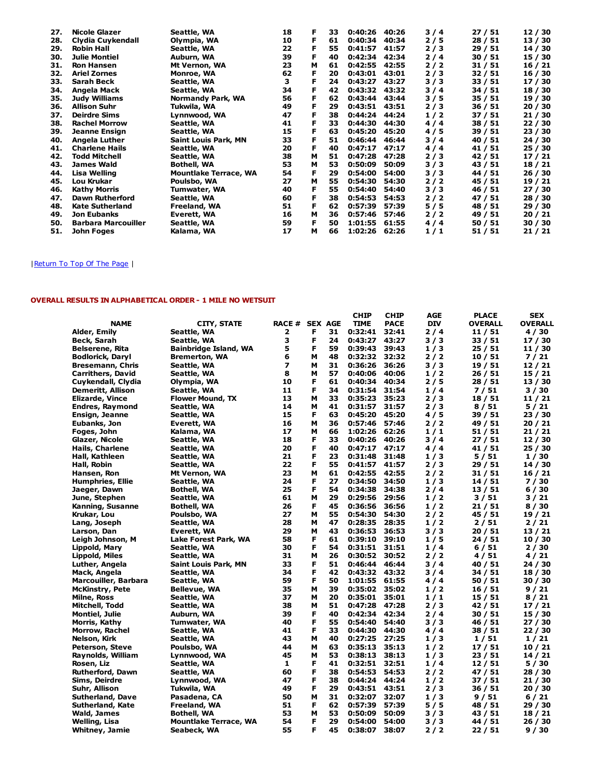| | | | | | | | | | | |
|---|---|---|---|---|---|---|---|---|---|---|
| 27. | Nicole Glazer | Seattle, WA | 18 | F | 33 | 0:40:26 | 40:26 | 3 / 4 | 27 / 51 | 12 / 30 |
| 28. | Clydia Cuykendall | Olympia, WA | 10 | F | 61 | 0:40:34 | 40:34 | 2 / 5 | 28 / 51 | 13 / 30 |
| 29. | Robin Hall | Seattle, WA | 22 | F | 55 | 0:41:57 | 41:57 | 2 / 3 | 29 / 51 | 14 / 30 |
| 30. | Julie Montiel | Auburn, WA | 39 | F | 40 | 0:42:34 | 42:34 | 2 / 4 | 30 / 51 | 15 / 30 |
| 31. | Ron Hansen | Mt Vernon, WA | 23 | M | 61 | 0:42:55 | 42:55 | 2 / 2 | 31 / 51 | 16 / 21 |
| 32. | Ariel Zornes | Monroe, WA | 62 | F | 20 | 0:43:01 | 43:01 | 2 / 3 | 32 / 51 | 16 / 30 |
| 33. | Sarah Beck | Seattle, WA | 3 | F | 24 | 0:43:27 | 43:27 | 3 / 3 | 33 / 51 | 17 / 30 |
| 34. | Angela Mack | Seattle, WA | 34 | F | 42 | 0:43:32 | 43:32 | 3 / 4 | 34 / 51 | 18 / 30 |
| 35. | Judy Williams | Normandy Park, WA | 56 | F | 62 | 0:43:44 | 43:44 | 3 / 5 | 35 / 51 | 19 / 30 |
| 36. | Allison Suhr | Tukwila, WA | 49 | F | 29 | 0:43:51 | 43:51 | 2 / 3 | 36 / 51 | 20 / 30 |
| 37. | Deirdre Sims | Lynnwood, WA | 47 | F | 38 | 0:44:24 | 44:24 | 1 / 2 | 37 / 51 | 21 / 30 |
| 38. | Rachel Morrow | Seattle, WA | 41 | F | 33 | 0:44:30 | 44:30 | 4 / 4 | 38 / 51 | 22 / 30 |
| 39. | Jeanne Ensign | Seattle, WA | 15 | F | 63 | 0:45:20 | 45:20 | 4 / 5 | 39 / 51 | 23 / 30 |
| 40. | Angela Luther | Saint Louis Park, MN | 33 | F | 51 | 0:46:44 | 46:44 | 3 / 4 | 40 / 51 | 24 / 30 |
| 41. | Charlene Hails | Seattle, WA | 20 | F | 40 | 0:47:17 | 47:17 | 4 / 4 | 41 / 51 | 25 / 30 |
| 42. | Todd Mitchell | Seattle, WA | 38 | M | 51 | 0:47:28 | 47:28 | 2 / 3 | 42 / 51 | 17 / 21 |
| 43. | James Wald | Bothell, WA | 53 | M | 53 | 0:50:09 | 50:09 | 3 / 3 | 43 / 51 | 18 / 21 |
| 44. | Lisa Welling | Mountlake Terrace, WA | 54 | F | 29 | 0:54:00 | 54:00 | 3 / 3 | 44 / 51 | 26 / 30 |
| 45. | Lou Krukar | Poulsbo, WA | 27 | M | 55 | 0:54:30 | 54:30 | 2 / 2 | 45 / 51 | 19 / 21 |
| 46. | Kathy Morris | Tumwater, WA | 40 | F | 55 | 0:54:40 | 54:40 | 3 / 3 | 46 / 51 | 27 / 30 |
| 47. | Dawn Rutherford | Seattle, WA | 60 | F | 38 | 0:54:53 | 54:53 | 2 / 2 | 47 / 51 | 28 / 30 |
| 48. | Kate Sutherland | Freeland, WA | 51 | F | 62 | 0:57:39 | 57:39 | 5 / 5 | 48 / 51 | 29 / 30 |
| 49. | Jon Eubanks | Everett, WA | 16 | M | 36 | 0:57:46 | 57:46 | 2 / 2 | 49 / 51 | 20 / 21 |
| 50. | Barbara Marcouiller | Seattle, WA | 59 | F | 50 | 1:01:55 | 61:55 | 4 / 4 | 50 / 51 | 30 / 30 |
| 51. | John Foges | Kalama, WA | 17 | M | 66 | 1:02:26 | 62:26 | 1 / 1 | 51 / 51 | 21 / 21 |

| Return To Top Of The Page |

**OVERALL RESULTS IN ALPHABETICAL ORDER - 1 MILE NO WETSUIT**

| NAME | CITY, STATE | RACE # | SEX | AGE | CHIP TIME | CHIP PACE | AGE DIV | PLACE OVERALL | SEX OVERALL |
|---|---|---|---|---|---|---|---|---|---|
| Alder, Emily | Seattle, WA | 2 | F | 31 | 0:32:41 | 32:41 | 2 / 4 | 11 / 51 | 4 / 30 |
| Beck, Sarah | Seattle, WA | 3 | F | 24 | 0:43:27 | 43:27 | 3 / 3 | 33 / 51 | 17 / 30 |
| Belserene, Rita | Bainbridge Island, WA | 5 | F | 59 | 0:39:43 | 39:43 | 1 / 3 | 25 / 51 | 11 / 30 |
| Bodlorick, Daryl | Bremerton, WA | 6 | M | 48 | 0:32:32 | 32:32 | 2 / 2 | 10 / 51 | 7 / 21 |
| Bresemann, Chris | Seattle, WA | 7 | M | 31 | 0:36:26 | 36:26 | 3 / 3 | 19 / 51 | 12 / 21 |
| Carrithers, David | Seattle, WA | 8 | M | 57 | 0:40:06 | 40:06 | 1 / 2 | 26 / 51 | 15 / 21 |
| Cuykendall, Clydia | Olympia, WA | 10 | F | 61 | 0:40:34 | 40:34 | 2 / 5 | 28 / 51 | 13 / 30 |
| Demeritt, Allison | Seattle, WA | 11 | F | 34 | 0:31:54 | 31:54 | 1 / 4 | 7 / 51 | 3 / 30 |
| Elizarde, Vince | Flower Mound, TX | 13 | M | 33 | 0:35:23 | 35:23 | 2 / 3 | 18 / 51 | 11 / 21 |
| Endres, Raymond | Seattle, WA | 14 | M | 41 | 0:31:57 | 31:57 | 2 / 3 | 8 / 51 | 5 / 21 |
| Ensign, Jeanne | Seattle, WA | 15 | F | 63 | 0:45:20 | 45:20 | 4 / 5 | 39 / 51 | 23 / 30 |
| Eubanks, Jon | Everett, WA | 16 | M | 36 | 0:57:46 | 57:46 | 2 / 2 | 49 / 51 | 20 / 21 |
| Foges, John | Kalama, WA | 17 | M | 66 | 1:02:26 | 62:26 | 1 / 1 | 51 / 51 | 21 / 21 |
| Glazer, Nicole | Seattle, WA | 18 | F | 33 | 0:40:26 | 40:26 | 3 / 4 | 27 / 51 | 12 / 30 |
| Hails, Charlene | Seattle, WA | 20 | F | 40 | 0:47:17 | 47:17 | 4 / 4 | 41 / 51 | 25 / 30 |
| Hall, Kathleen | Seattle, WA | 21 | F | 23 | 0:31:48 | 31:48 | 1 / 3 | 5 / 51 | 1 / 30 |
| Hall, Robin | Seattle, WA | 22 | F | 55 | 0:41:57 | 41:57 | 2 / 3 | 29 / 51 | 14 / 30 |
| Hansen, Ron | Mt Vernon, WA | 23 | M | 61 | 0:42:55 | 42:55 | 2 / 2 | 31 / 51 | 16 / 21 |
| Humphries, Ellie | Seattle, WA | 24 | F | 27 | 0:34:50 | 34:50 | 1 / 3 | 14 / 51 | 7 / 30 |
| Jaeger, Dawn | Bothell, WA | 25 | F | 54 | 0:34:38 | 34:38 | 2 / 4 | 13 / 51 | 6 / 30 |
| June, Stephen | Seattle, WA | 61 | M | 29 | 0:29:56 | 29:56 | 1 / 2 | 3 / 51 | 3 / 21 |
| Kanning, Susanne | Bothell, WA | 26 | F | 45 | 0:36:56 | 36:56 | 1 / 2 | 21 / 51 | 8 / 30 |
| Krukar, Lou | Poulsbo, WA | 27 | M | 55 | 0:54:30 | 54:30 | 2 / 2 | 45 / 51 | 19 / 21 |
| Lang, Joseph | Seattle, WA | 28 | M | 47 | 0:28:35 | 28:35 | 1 / 2 | 2 / 51 | 2 / 21 |
| Larson, Dan | Everett, WA | 29 | M | 43 | 0:36:53 | 36:53 | 3 / 3 | 20 / 51 | 13 / 21 |
| Leigh Johnson, M | Lake Forest Park, WA | 58 | F | 61 | 0:39:10 | 39:10 | 1 / 5 | 24 / 51 | 10 / 30 |
| Lippold, Mary | Seattle, WA | 30 | F | 54 | 0:31:51 | 31:51 | 1 / 4 | 6 / 51 | 2 / 30 |
| Lippold, Miles | Seattle, WA | 31 | M | 26 | 0:30:52 | 30:52 | 2 / 2 | 4 / 51 | 4 / 21 |
| Luther, Angela | Saint Louis Park, MN | 33 | F | 51 | 0:46:44 | 46:44 | 3 / 4 | 40 / 51 | 24 / 30 |
| Mack, Angela | Seattle, WA | 34 | F | 42 | 0:43:32 | 43:32 | 3 / 4 | 34 / 51 | 18 / 30 |
| Marcouiller, Barbara | Seattle, WA | 59 | F | 50 | 1:01:55 | 61:55 | 4 / 4 | 50 / 51 | 30 / 30 |
| McKinstry, Pete | Bellevue, WA | 35 | M | 39 | 0:35:02 | 35:02 | 1 / 2 | 16 / 51 | 9 / 21 |
| Milne, Ross | Seattle, WA | 37 | M | 20 | 0:35:01 | 35:01 | 1 / 1 | 15 / 51 | 8 / 21 |
| Mitchell, Todd | Seattle, WA | 38 | M | 51 | 0:47:28 | 47:28 | 2 / 3 | 42 / 51 | 17 / 21 |
| Montiel, Julie | Auburn, WA | 39 | F | 40 | 0:42:34 | 42:34 | 2 / 4 | 30 / 51 | 15 / 30 |
| Morris, Kathy | Tumwater, WA | 40 | F | 55 | 0:54:40 | 54:40 | 3 / 3 | 46 / 51 | 27 / 30 |
| Morrow, Rachel | Seattle, WA | 41 | F | 33 | 0:44:30 | 44:30 | 4 / 4 | 38 / 51 | 22 / 30 |
| Nelson, Kirk | Seattle, WA | 43 | M | 40 | 0:27:25 | 27:25 | 1 / 3 | 1 / 51 | 1 / 21 |
| Peterson, Steve | Poulsbo, WA | 44 | M | 63 | 0:35:13 | 35:13 | 1 / 2 | 17 / 51 | 10 / 21 |
| Raynolds, William | Lynnwood, WA | 45 | M | 53 | 0:38:13 | 38:13 | 1 / 3 | 23 / 51 | 14 / 21 |
| Rosen, Liz | Seattle, WA | 1 | F | 41 | 0:32:51 | 32:51 | 1 / 4 | 12 / 51 | 5 / 30 |
| Rutherford, Dawn | Seattle, WA | 60 | F | 38 | 0:54:53 | 54:53 | 2 / 2 | 47 / 51 | 28 / 30 |
| Sims, Deirdre | Lynnwood, WA | 47 | F | 38 | 0:44:24 | 44:24 | 1 / 2 | 37 / 51 | 21 / 30 |
| Suhr, Allison | Tukwila, WA | 49 | F | 29 | 0:43:51 | 43:51 | 2 / 3 | 36 / 51 | 20 / 30 |
| Sutherland, Dave | Pasadena, CA | 50 | M | 31 | 0:32:07 | 32:07 | 1 / 3 | 9 / 51 | 6 / 21 |
| Sutherland, Kate | Freeland, WA | 51 | F | 62 | 0:57:39 | 57:39 | 5 / 5 | 48 / 51 | 29 / 30 |
| Wald, James | Bothell, WA | 53 | M | 53 | 0:50:09 | 50:09 | 3 / 3 | 43 / 51 | 18 / 21 |
| Welling, Lisa | Mountlake Terrace, WA | 54 | F | 29 | 0:54:00 | 54:00 | 3 / 3 | 44 / 51 | 26 / 30 |
| Whitney, Jamie | Seabeck, WA | 55 | F | 45 | 0:38:07 | 38:07 | 2 / 2 | 22 / 51 | 9 / 30 |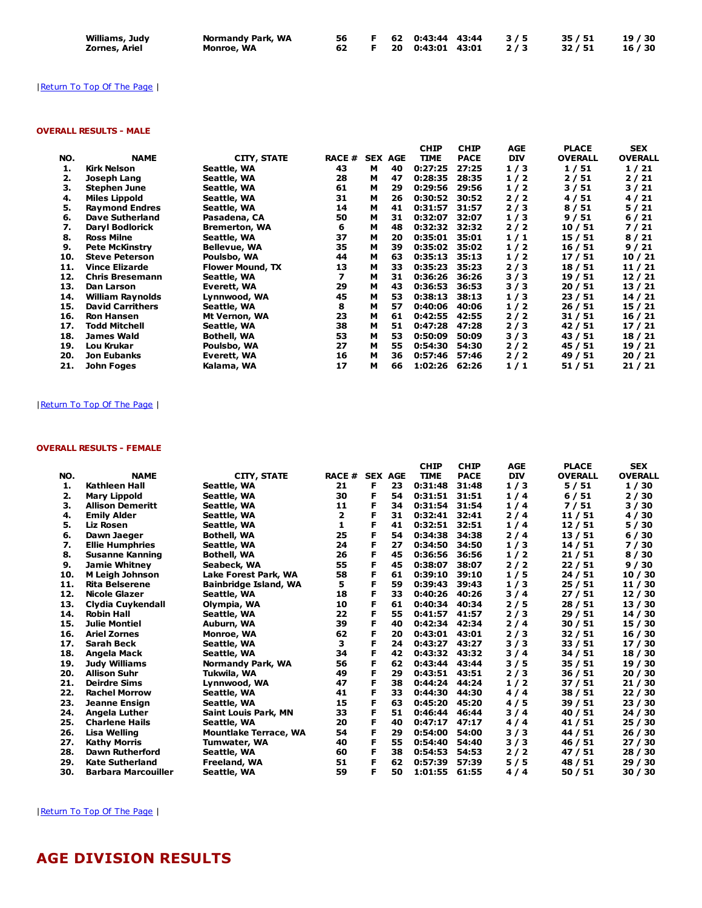| | | | | | | | | | |
|---|---|---|---|---|---|---|---|---|---|
| Williams, Judy | Normandy Park, WA | 56 | F | 62 | 0:43:44 | 43:44 | 3 / 5 | 35 / 51 | 19 / 30 |
| Zornes, Ariel | Monroe, WA | 62 | F | 20 | 0:43:01 | 43:01 | 2 / 3 | 32 / 51 | 16 / 30 |

| Return To Top Of The Page |

#### OVERALL RESULTS - MALE

| NO. | NAME | CITY, STATE | RACE # | SEX | AGE | CHIP TIME | CHIP PACE | AGE DIV | PLACE OVERALL | SEX OVERALL |
|---|---|---|---|---|---|---|---|---|---|---|
| 1. | Kirk Nelson | Seattle, WA | 43 | M | 40 | 0:27:25 | 27:25 | 1 / 3 | 1 / 51 | 1 / 21 |
| 2. | Joseph Lang | Seattle, WA | 28 | M | 47 | 0:28:35 | 28:35 | 1 / 2 | 2 / 51 | 2 / 21 |
| 3. | Stephen June | Seattle, WA | 61 | M | 29 | 0:29:56 | 29:56 | 1 / 2 | 3 / 51 | 3 / 21 |
| 4. | Miles Lippold | Seattle, WA | 31 | M | 26 | 0:30:52 | 30:52 | 2 / 2 | 4 / 51 | 4 / 21 |
| 5. | Raymond Endres | Seattle, WA | 14 | M | 41 | 0:31:57 | 31:57 | 2 / 3 | 8 / 51 | 5 / 21 |
| 6. | Dave Sutherland | Pasadena, CA | 50 | M | 31 | 0:32:07 | 32:07 | 1 / 3 | 9 / 51 | 6 / 21 |
| 7. | Daryl Bodlorick | Bremerton, WA | 6 | M | 48 | 0:32:32 | 32:32 | 2 / 2 | 10 / 51 | 7 / 21 |
| 8. | Ross Milne | Seattle, WA | 37 | M | 20 | 0:35:01 | 35:01 | 1 / 1 | 15 / 51 | 8 / 21 |
| 9. | Pete McKinstry | Bellevue, WA | 35 | M | 39 | 0:35:02 | 35:02 | 1 / 2 | 16 / 51 | 9 / 21 |
| 10. | Steve Peterson | Poulsbo, WA | 44 | M | 63 | 0:35:13 | 35:13 | 1 / 2 | 17 / 51 | 10 / 21 |
| 11. | Vince Elizarde | Flower Mound, TX | 13 | M | 33 | 0:35:23 | 35:23 | 2 / 3 | 18 / 51 | 11 / 21 |
| 12. | Chris Bresemann | Seattle, WA | 7 | M | 31 | 0:36:26 | 36:26 | 3 / 3 | 19 / 51 | 12 / 21 |
| 13. | Dan Larson | Everett, WA | 29 | M | 43 | 0:36:53 | 36:53 | 3 / 3 | 20 / 51 | 13 / 21 |
| 14. | William Raynolds | Lynnwood, WA | 45 | M | 53 | 0:38:13 | 38:13 | 1 / 3 | 23 / 51 | 14 / 21 |
| 15. | David Carrithers | Seattle, WA | 8 | M | 57 | 0:40:06 | 40:06 | 1 / 2 | 26 / 51 | 15 / 21 |
| 16. | Ron Hansen | Mt Vernon, WA | 23 | M | 61 | 0:42:55 | 42:55 | 2 / 2 | 31 / 51 | 16 / 21 |
| 17. | Todd Mitchell | Seattle, WA | 38 | M | 51 | 0:47:28 | 47:28 | 2 / 3 | 42 / 51 | 17 / 21 |
| 18. | James Wald | Bothell, WA | 53 | M | 53 | 0:50:09 | 50:09 | 3 / 3 | 43 / 51 | 18 / 21 |
| 19. | Lou Krukar | Poulsbo, WA | 27 | M | 55 | 0:54:30 | 54:30 | 2 / 2 | 45 / 51 | 19 / 21 |
| 20. | Jon Eubanks | Everett, WA | 16 | M | 36 | 0:57:46 | 57:46 | 2 / 2 | 49 / 51 | 20 / 21 |
| 21. | John Foges | Kalama, WA | 17 | M | 66 | 1:02:26 | 62:26 | 1 / 1 | 51 / 51 | 21 / 21 |

| Return To Top Of The Page |

#### OVERALL RESULTS - FEMALE

| NO. | NAME | CITY, STATE | RACE # | SEX | AGE | CHIP TIME | CHIP PACE | AGE DIV | PLACE OVERALL | SEX OVERALL |
|---|---|---|---|---|---|---|---|---|---|---|
| 1. | Kathleen Hall | Seattle, WA | 21 | F | 23 | 0:31:48 | 31:48 | 1 / 3 | 5 / 51 | 1 / 30 |
| 2. | Mary Lippold | Seattle, WA | 30 | F | 54 | 0:31:51 | 31:51 | 1 / 4 | 6 / 51 | 2 / 30 |
| 3. | Allison Demeritt | Seattle, WA | 11 | F | 34 | 0:31:54 | 31:54 | 1 / 4 | 7 / 51 | 3 / 30 |
| 4. | Emily Alder | Seattle, WA | 2 | F | 31 | 0:32:41 | 32:41 | 2 / 4 | 11 / 51 | 4 / 30 |
| 5. | Liz Rosen | Seattle, WA | 1 | F | 41 | 0:32:51 | 32:51 | 1 / 4 | 12 / 51 | 5 / 30 |
| 6. | Dawn Jaeger | Bothell, WA | 25 | F | 54 | 0:34:38 | 34:38 | 2 / 4 | 13 / 51 | 6 / 30 |
| 7. | Ellie Humphries | Seattle, WA | 24 | F | 27 | 0:34:50 | 34:50 | 1 / 3 | 14 / 51 | 7 / 30 |
| 8. | Susanne Kanning | Bothell, WA | 26 | F | 45 | 0:36:56 | 36:56 | 1 / 2 | 21 / 51 | 8 / 30 |
| 9. | Jamie Whitney | Seabeck, WA | 55 | F | 45 | 0:38:07 | 38:07 | 2 / 2 | 22 / 51 | 9 / 30 |
| 10. | M Leigh Johnson | Lake Forest Park, WA | 58 | F | 61 | 0:39:10 | 39:10 | 1 / 5 | 24 / 51 | 10 / 30 |
| 11. | Rita Belserene | Bainbridge Island, WA | 5 | F | 59 | 0:39:43 | 39:43 | 1 / 3 | 25 / 51 | 11 / 30 |
| 12. | Nicole Glazer | Seattle, WA | 18 | F | 33 | 0:40:26 | 40:26 | 3 / 4 | 27 / 51 | 12 / 30 |
| 13. | Clydia Cuykendall | Olympia, WA | 10 | F | 61 | 0:40:34 | 40:34 | 2 / 5 | 28 / 51 | 13 / 30 |
| 14. | Robin Hall | Seattle, WA | 22 | F | 55 | 0:41:57 | 41:57 | 2 / 3 | 29 / 51 | 14 / 30 |
| 15. | Julie Montiel | Auburn, WA | 39 | F | 40 | 0:42:34 | 42:34 | 2 / 4 | 30 / 51 | 15 / 30 |
| 16. | Ariel Zornes | Monroe, WA | 62 | F | 20 | 0:43:01 | 43:01 | 2 / 3 | 32 / 51 | 16 / 30 |
| 17. | Sarah Beck | Seattle, WA | 3 | F | 24 | 0:43:27 | 43:27 | 3 / 3 | 33 / 51 | 17 / 30 |
| 18. | Angela Mack | Seattle, WA | 34 | F | 42 | 0:43:32 | 43:32 | 3 / 4 | 34 / 51 | 18 / 30 |
| 19. | Judy Williams | Normandy Park, WA | 56 | F | 62 | 0:43:44 | 43:44 | 3 / 5 | 35 / 51 | 19 / 30 |
| 20. | Allison Suhr | Tukwila, WA | 49 | F | 29 | 0:43:51 | 43:51 | 2 / 3 | 36 / 51 | 20 / 30 |
| 21. | Deirdre Sims | Lynnwood, WA | 47 | F | 38 | 0:44:24 | 44:24 | 1 / 2 | 37 / 51 | 21 / 30 |
| 22. | Rachel Morrow | Seattle, WA | 41 | F | 33 | 0:44:30 | 44:30 | 4 / 4 | 38 / 51 | 22 / 30 |
| 23. | Jeanne Ensign | Seattle, WA | 15 | F | 63 | 0:45:20 | 45:20 | 4 / 5 | 39 / 51 | 23 / 30 |
| 24. | Angela Luther | Saint Louis Park, MN | 33 | F | 51 | 0:46:44 | 46:44 | 3 / 4 | 40 / 51 | 24 / 30 |
| 25. | Charlene Hails | Seattle, WA | 20 | F | 40 | 0:47:17 | 47:17 | 4 / 4 | 41 / 51 | 25 / 30 |
| 26. | Lisa Welling | Mountlake Terrace, WA | 54 | F | 29 | 0:54:00 | 54:00 | 3 / 3 | 44 / 51 | 26 / 30 |
| 27. | Kathy Morris | Tumwater, WA | 40 | F | 55 | 0:54:40 | 54:40 | 3 / 3 | 46 / 51 | 27 / 30 |
| 28. | Dawn Rutherford | Seattle, WA | 60 | F | 38 | 0:54:53 | 54:53 | 2 / 2 | 47 / 51 | 28 / 30 |
| 29. | Kate Sutherland | Freeland, WA | 51 | F | 62 | 0:57:39 | 57:39 | 5 / 5 | 48 / 51 | 29 / 30 |
| 30. | Barbara Marcouiller | Seattle, WA | 59 | F | 50 | 1:01:55 | 61:55 | 4 / 4 | 50 / 51 | 30 / 30 |

| Return To Top Of The Page |

## AGE DIVISION RESULTS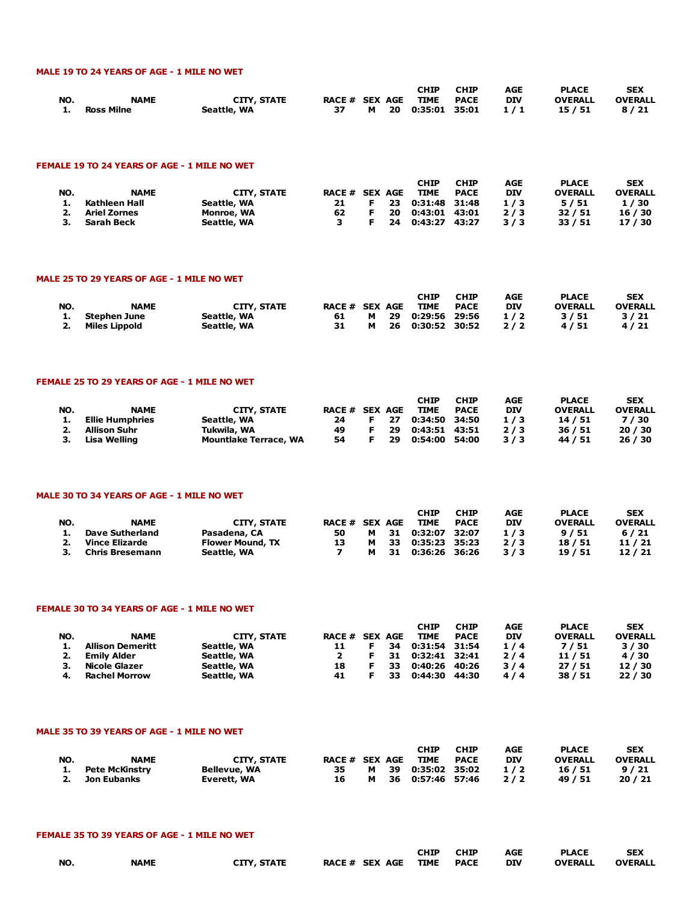### MALE 19 TO 24 YEARS OF AGE - 1 MILE NO WET

| NO. | NAME | CITY, STATE | RACE # | SEX | AGE | CHIP TIME | CHIP PACE | AGE DIV | PLACE OVERALL | SEX OVERALL |
|---|---|---|---|---|---|---|---|---|---|---|
| 1. | Ross Milne | Seattle, WA | 37 | M | 20 | 0:35:01 | 35:01 | 1 / 1 | 15 / 51 | 8 / 21 |

### FEMALE 19 TO 24 YEARS OF AGE - 1 MILE NO WET

| NO. | NAME | CITY, STATE | RACE # | SEX | AGE | CHIP TIME | CHIP PACE | AGE DIV | PLACE OVERALL | SEX OVERALL |
|---|---|---|---|---|---|---|---|---|---|---|
| 1. | Kathleen Hall | Seattle, WA | 21 | F | 23 | 0:31:48 | 31:48 | 1 / 3 | 5 / 51 | 1 / 30 |
| 2. | Ariel Zornes | Monroe, WA | 62 | F | 20 | 0:43:01 | 43:01 | 2 / 3 | 32 / 51 | 16 / 30 |
| 3. | Sarah Beck | Seattle, WA | 3 | F | 24 | 0:43:27 | 43:27 | 3 / 3 | 33 / 51 | 17 / 30 |

### MALE 25 TO 29 YEARS OF AGE - 1 MILE NO WET

| NO. | NAME | CITY, STATE | RACE # | SEX | AGE | CHIP TIME | CHIP PACE | AGE DIV | PLACE OVERALL | SEX OVERALL |
|---|---|---|---|---|---|---|---|---|---|---|
| 1. | Stephen June | Seattle, WA | 61 | M | 29 | 0:29:56 | 29:56 | 1 / 2 | 3 / 51 | 3 / 21 |
| 2. | Miles Lippold | Seattle, WA | 31 | M | 26 | 0:30:52 | 30:52 | 2 / 2 | 4 / 51 | 4 / 21 |

### FEMALE 25 TO 29 YEARS OF AGE - 1 MILE NO WET

| NO. | NAME | CITY, STATE | RACE # | SEX | AGE | CHIP TIME | CHIP PACE | AGE DIV | PLACE OVERALL | SEX OVERALL |
|---|---|---|---|---|---|---|---|---|---|---|
| 1. | Ellie Humphries | Seattle, WA | 24 | F | 27 | 0:34:50 | 34:50 | 1 / 3 | 14 / 51 | 7 / 30 |
| 2. | Allison Suhr | Tukwila, WA | 49 | F | 29 | 0:43:51 | 43:51 | 2 / 3 | 36 / 51 | 20 / 30 |
| 3. | Lisa Welling | Mountlake Terrace, WA | 54 | F | 29 | 0:54:00 | 54:00 | 3 / 3 | 44 / 51 | 26 / 30 |

### MALE 30 TO 34 YEARS OF AGE - 1 MILE NO WET

| NO. | NAME | CITY, STATE | RACE # | SEX | AGE | CHIP TIME | CHIP PACE | AGE DIV | PLACE OVERALL | SEX OVERALL |
|---|---|---|---|---|---|---|---|---|---|---|
| 1. | Dave Sutherland | Pasadena, CA | 50 | M | 31 | 0:32:07 | 32:07 | 1 / 3 | 9 / 51 | 6 / 21 |
| 2. | Vince Elizarde | Flower Mound, TX | 13 | M | 33 | 0:35:23 | 35:23 | 2 / 3 | 18 / 51 | 11 / 21 |
| 3. | Chris Bresemann | Seattle, WA | 7 | M | 31 | 0:36:26 | 36:26 | 3 / 3 | 19 / 51 | 12 / 21 |

### FEMALE 30 TO 34 YEARS OF AGE - 1 MILE NO WET

| NO. | NAME | CITY, STATE | RACE # | SEX | AGE | CHIP TIME | CHIP PACE | AGE DIV | PLACE OVERALL | SEX OVERALL |
|---|---|---|---|---|---|---|---|---|---|---|
| 1. | Allison Demeritt | Seattle, WA | 11 | F | 34 | 0:31:54 | 31:54 | 1 / 4 | 7 / 51 | 3 / 30 |
| 2. | Emily Alder | Seattle, WA | 2 | F | 31 | 0:32:41 | 32:41 | 2 / 4 | 11 / 51 | 4 / 30 |
| 3. | Nicole Glazer | Seattle, WA | 18 | F | 33 | 0:40:26 | 40:26 | 3 / 4 | 27 / 51 | 12 / 30 |
| 4. | Rachel Morrow | Seattle, WA | 41 | F | 33 | 0:44:30 | 44:30 | 4 / 4 | 38 / 51 | 22 / 30 |

### MALE 35 TO 39 YEARS OF AGE - 1 MILE NO WET

| NO. | NAME | CITY, STATE | RACE # | SEX | AGE | CHIP TIME | CHIP PACE | AGE DIV | PLACE OVERALL | SEX OVERALL |
|---|---|---|---|---|---|---|---|---|---|---|
| 1. | Pete McKinstry | Bellevue, WA | 35 | M | 39 | 0:35:02 | 35:02 | 1 / 2 | 16 / 51 | 9 / 21 |
| 2. | Jon Eubanks | Everett, WA | 16 | M | 36 | 0:57:46 | 57:46 | 2 / 2 | 49 / 51 | 20 / 21 |

### FEMALE 35 TO 39 YEARS OF AGE - 1 MILE NO WET

| NO. | NAME | CITY, STATE | RACE # | SEX | AGE | CHIP TIME | CHIP PACE | AGE DIV | PLACE OVERALL | SEX OVERALL |
|---|---|---|---|---|---|---|---|---|---|---|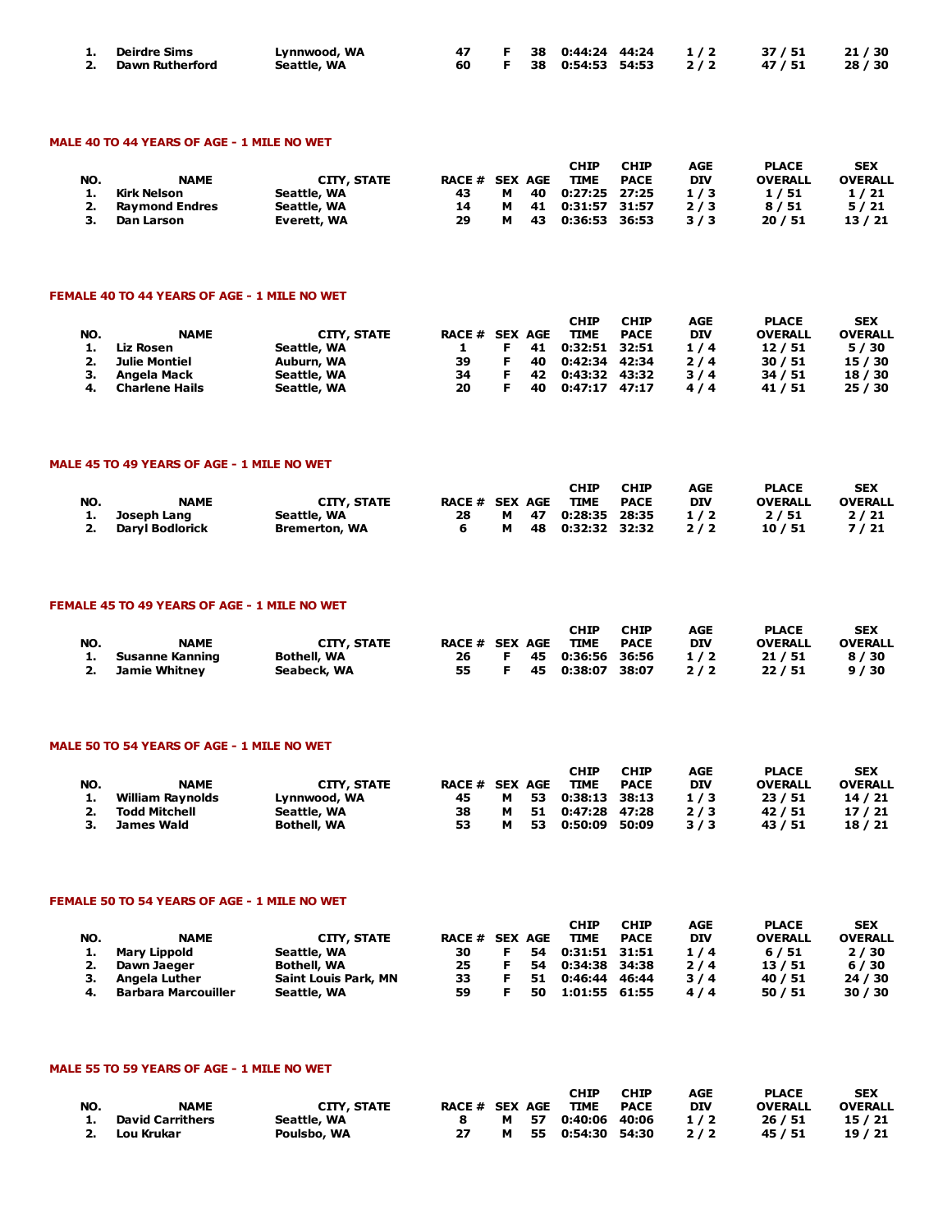| NO. | NAME | CITY, STATE | RACE # | SEX | AGE | CHIP TIME | CHIP PACE | AGE DIV | PLACE OVERALL | SEX OVERALL |
|---|---|---|---|---|---|---|---|---|---|---|
| 1. | Deirdre Sims | Lynnwood, WA | 47 | F | 38 | 0:44:24 | 44:24 | 1 / 2 | 37 / 51 | 21 / 30 |
| 2. | Dawn Rutherford | Seattle, WA | 60 | F | 38 | 0:54:53 | 54:53 | 2 / 2 | 47 / 51 | 28 / 30 |

### MALE 40 TO 44 YEARS OF AGE - 1 MILE NO WET

| NO. | NAME | CITY, STATE | RACE # | SEX | AGE | CHIP TIME | CHIP PACE | AGE DIV | PLACE OVERALL | SEX OVERALL |
|---|---|---|---|---|---|---|---|---|---|---|
| 1. | Kirk Nelson | Seattle, WA | 43 | M | 40 | 0:27:25 | 27:25 | 1 / 3 | 1 / 51 | 1 / 21 |
| 2. | Raymond Endres | Seattle, WA | 14 | M | 41 | 0:31:57 | 31:57 | 2 / 3 | 8 / 51 | 5 / 21 |
| 3. | Dan Larson | Everett, WA | 29 | M | 43 | 0:36:53 | 36:53 | 3 / 3 | 20 / 51 | 13 / 21 |

### FEMALE 40 TO 44 YEARS OF AGE - 1 MILE NO WET

| NO. | NAME | CITY, STATE | RACE # | SEX | AGE | CHIP TIME | CHIP PACE | AGE DIV | PLACE OVERALL | SEX OVERALL |
|---|---|---|---|---|---|---|---|---|---|---|
| 1. | Liz Rosen | Seattle, WA | 1 | F | 41 | 0:32:51 | 32:51 | 1 / 4 | 12 / 51 | 5 / 30 |
| 2. | Julie Montiel | Auburn, WA | 39 | F | 40 | 0:42:34 | 42:34 | 2 / 4 | 30 / 51 | 15 / 30 |
| 3. | Angela Mack | Seattle, WA | 34 | F | 42 | 0:43:32 | 43:32 | 3 / 4 | 34 / 51 | 18 / 30 |
| 4. | Charlene Hails | Seattle, WA | 20 | F | 40 | 0:47:17 | 47:17 | 4 / 4 | 41 / 51 | 25 / 30 |

### MALE 45 TO 49 YEARS OF AGE - 1 MILE NO WET

| NO. | NAME | CITY, STATE | RACE # | SEX | AGE | CHIP TIME | CHIP PACE | AGE DIV | PLACE OVERALL | SEX OVERALL |
|---|---|---|---|---|---|---|---|---|---|---|
| 1. | Joseph Lang | Seattle, WA | 28 | M | 47 | 0:28:35 | 28:35 | 1 / 2 | 2 / 51 | 2 / 21 |
| 2. | Daryl Bodlorick | Bremerton, WA | 6 | M | 48 | 0:32:32 | 32:32 | 2 / 2 | 10 / 51 | 7 / 21 |

### FEMALE 45 TO 49 YEARS OF AGE - 1 MILE NO WET

| NO. | NAME | CITY, STATE | RACE # | SEX | AGE | CHIP TIME | CHIP PACE | AGE DIV | PLACE OVERALL | SEX OVERALL |
|---|---|---|---|---|---|---|---|---|---|---|
| 1. | Susanne Kanning | Bothell, WA | 26 | F | 45 | 0:36:56 | 36:56 | 1 / 2 | 21 / 51 | 8 / 30 |
| 2. | Jamie Whitney | Seabeck, WA | 55 | F | 45 | 0:38:07 | 38:07 | 2 / 2 | 22 / 51 | 9 / 30 |

### MALE 50 TO 54 YEARS OF AGE - 1 MILE NO WET

| NO. | NAME | CITY, STATE | RACE # | SEX | AGE | CHIP TIME | CHIP PACE | AGE DIV | PLACE OVERALL | SEX OVERALL |
|---|---|---|---|---|---|---|---|---|---|---|
| 1. | William Raynolds | Lynnwood, WA | 45 | M | 53 | 0:38:13 | 38:13 | 1 / 3 | 23 / 51 | 14 / 21 |
| 2. | Todd Mitchell | Seattle, WA | 38 | M | 51 | 0:47:28 | 47:28 | 2 / 3 | 42 / 51 | 17 / 21 |
| 3. | James Wald | Bothell, WA | 53 | M | 53 | 0:50:09 | 50:09 | 3 / 3 | 43 / 51 | 18 / 21 |

### FEMALE 50 TO 54 YEARS OF AGE - 1 MILE NO WET

| NO. | NAME | CITY, STATE | RACE # | SEX | AGE | CHIP TIME | CHIP PACE | AGE DIV | PLACE OVERALL | SEX OVERALL |
|---|---|---|---|---|---|---|---|---|---|---|
| 1. | Mary Lippold | Seattle, WA | 30 | F | 54 | 0:31:51 | 31:51 | 1 / 4 | 6 / 51 | 2 / 30 |
| 2. | Dawn Jaeger | Bothell, WA | 25 | F | 54 | 0:34:38 | 34:38 | 2 / 4 | 13 / 51 | 6 / 30 |
| 3. | Angela Luther | Saint Louis Park, MN | 33 | F | 51 | 0:46:44 | 46:44 | 3 / 4 | 40 / 51 | 24 / 30 |
| 4. | Barbara Marcouiller | Seattle, WA | 59 | F | 50 | 1:01:55 | 61:55 | 4 / 4 | 50 / 51 | 30 / 30 |

### MALE 55 TO 59 YEARS OF AGE - 1 MILE NO WET

| NO. | NAME | CITY, STATE | RACE # | SEX | AGE | CHIP TIME | CHIP PACE | AGE DIV | PLACE OVERALL | SEX OVERALL |
|---|---|---|---|---|---|---|---|---|---|---|
| 1. | David Carrithers | Seattle, WA | 8 | M | 57 | 0:40:06 | 40:06 | 1 / 2 | 26 / 51 | 15 / 21 |
| 2. | Lou Krukar | Poulsbo, WA | 27 | M | 55 | 0:54:30 | 54:30 | 2 / 2 | 45 / 51 | 19 / 21 |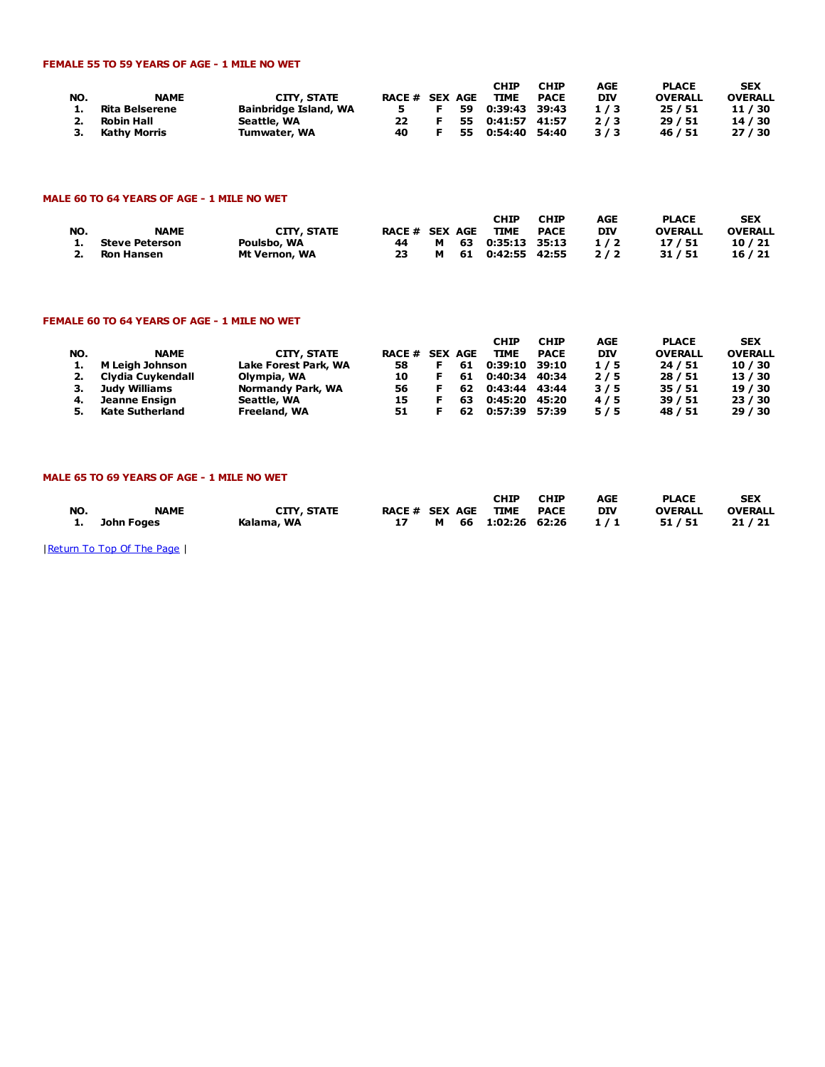### FEMALE 55 TO 59 YEARS OF AGE - 1 MILE NO WET

| NO. | NAME | CITY, STATE | RACE # | SEX | AGE | CHIP TIME | CHIP PACE | AGE DIV | PLACE OVERALL | SEX OVERALL |
|---|---|---|---|---|---|---|---|---|---|---|
| 1. | Rita Belserene | Bainbridge Island, WA | 5 | F | 59 | 0:39:43 | 39:43 | 1 / 3 | 25 / 51 | 11 / 30 |
| 2. | Robin Hall | Seattle, WA | 22 | F | 55 | 0:41:57 | 41:57 | 2 / 3 | 29 / 51 | 14 / 30 |
| 3. | Kathy Morris | Tumwater, WA | 40 | F | 55 | 0:54:40 | 54:40 | 3 / 3 | 46 / 51 | 27 / 30 |

### MALE 60 TO 64 YEARS OF AGE - 1 MILE NO WET

| NO. | NAME | CITY, STATE | RACE # | SEX | AGE | CHIP TIME | CHIP PACE | AGE DIV | PLACE OVERALL | SEX OVERALL |
|---|---|---|---|---|---|---|---|---|---|---|
| 1. | Steve Peterson | Poulsbo, WA | 44 | M | 63 | 0:35:13 | 35:13 | 1 / 2 | 17 / 51 | 10 / 21 |
| 2. | Ron Hansen | Mt Vernon, WA | 23 | M | 61 | 0:42:55 | 42:55 | 2 / 2 | 31 / 51 | 16 / 21 |

### FEMALE 60 TO 64 YEARS OF AGE - 1 MILE NO WET

| NO. | NAME | CITY, STATE | RACE # | SEX | AGE | CHIP TIME | CHIP PACE | AGE DIV | PLACE OVERALL | SEX OVERALL |
|---|---|---|---|---|---|---|---|---|---|---|
| 1. | M Leigh Johnson | Lake Forest Park, WA | 58 | F | 61 | 0:39:10 | 39:10 | 1 / 5 | 24 / 51 | 10 / 30 |
| 2. | Clydia Cuykendall | Olympia, WA | 10 | F | 61 | 0:40:34 | 40:34 | 2 / 5 | 28 / 51 | 13 / 30 |
| 3. | Judy Williams | Normandy Park, WA | 56 | F | 62 | 0:43:44 | 43:44 | 3 / 5 | 35 / 51 | 19 / 30 |
| 4. | Jeanne Ensign | Seattle, WA | 15 | F | 63 | 0:45:20 | 45:20 | 4 / 5 | 39 / 51 | 23 / 30 |
| 5. | Kate Sutherland | Freeland, WA | 51 | F | 62 | 0:57:39 | 57:39 | 5 / 5 | 48 / 51 | 29 / 30 |

### MALE 65 TO 69 YEARS OF AGE - 1 MILE NO WET

| NO. | NAME | CITY, STATE | RACE # | SEX | AGE | CHIP TIME | CHIP PACE | AGE DIV | PLACE OVERALL | SEX OVERALL |
|---|---|---|---|---|---|---|---|---|---|---|
| 1. | John Foges | Kalama, WA | 17 | M | 66 | 1:02:26 | 62:26 | 1 / 1 | 51 / 51 | 21 / 21 |

| Return To Top Of The Page |